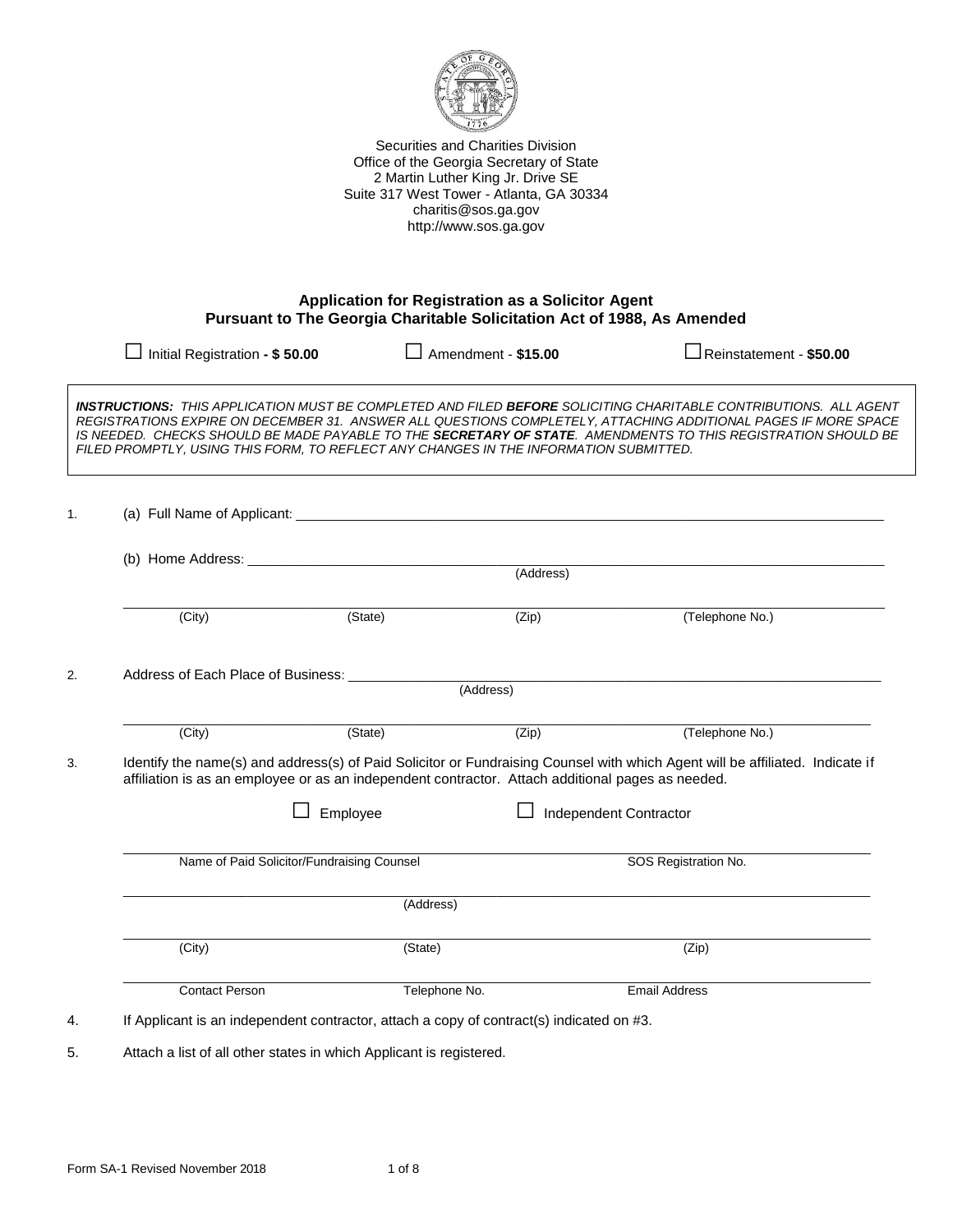Securities and Charities Division
Office of the Georgia Secretary of State
2 Martin Luther King Jr. Drive SE
Suite 317 West Tower - Atlanta, GA 30334
charitis@sos.ga.gov
http://www.sos.ga.gov

## Application for Registration as a Solicitor Agent
## Pursuant to The Georgia Charitable Solicitation Act of 1988, As Amended

☐ Initial Registration **- $ 50.00** ☐ Amendment - **$15.00** ☐ Reinstatement - **$50.00**

***INSTRUCTIONS:*** *THIS APPLICATION MUST BE COMPLETED AND FILED **BEFORE** SOLICITING CHARITABLE CONTRIBUTIONS. ALL AGENT REGISTRATIONS EXPIRE ON DECEMBER 31. ANSWER ALL QUESTIONS COMPLETELY, ATTACHING ADDITIONAL PAGES IF MORE SPACE IS NEEDED. CHECKS SHOULD BE MADE PAYABLE TO THE **SECRETARY OF STATE**. AMENDMENTS TO THIS REGISTRATION SHOULD BE FILED PROMPTLY, USING THIS FORM, TO REFLECT ANY CHANGES IN THE INFORMATION SUBMITTED.*

1. (a) Full Name of Applicant: ______________________________

   (b) Home Address: ______________________________
   (Address)

   ______________________________
   (City) (State) (Zip) (Telephone No.)

2. Address of Each Place of Business: ______________________________
   (Address)

   ______________________________
   (City) (State) (Zip) (Telephone No.)

3. Identify the name(s) and address(s) of Paid Solicitor or Fundraising Counsel with which Agent will be affiliated. Indicate if affiliation is as an employee or as an independent contractor. Attach additional pages as needed.

   ☐ Employee ☐ Independent Contractor

   ______________________________
   Name of Paid Solicitor/Fundraising Counsel SOS Registration No.

   ______________________________
   (Address)

   ______________________________
   (City) (State) (Zip)

   ______________________________
   Contact Person Telephone No. Email Address

4. If Applicant is an independent contractor, attach a copy of contract(s) indicated on #3.

5. Attach a list of all other states in which Applicant is registered.

Form SA-1 Revised November 2018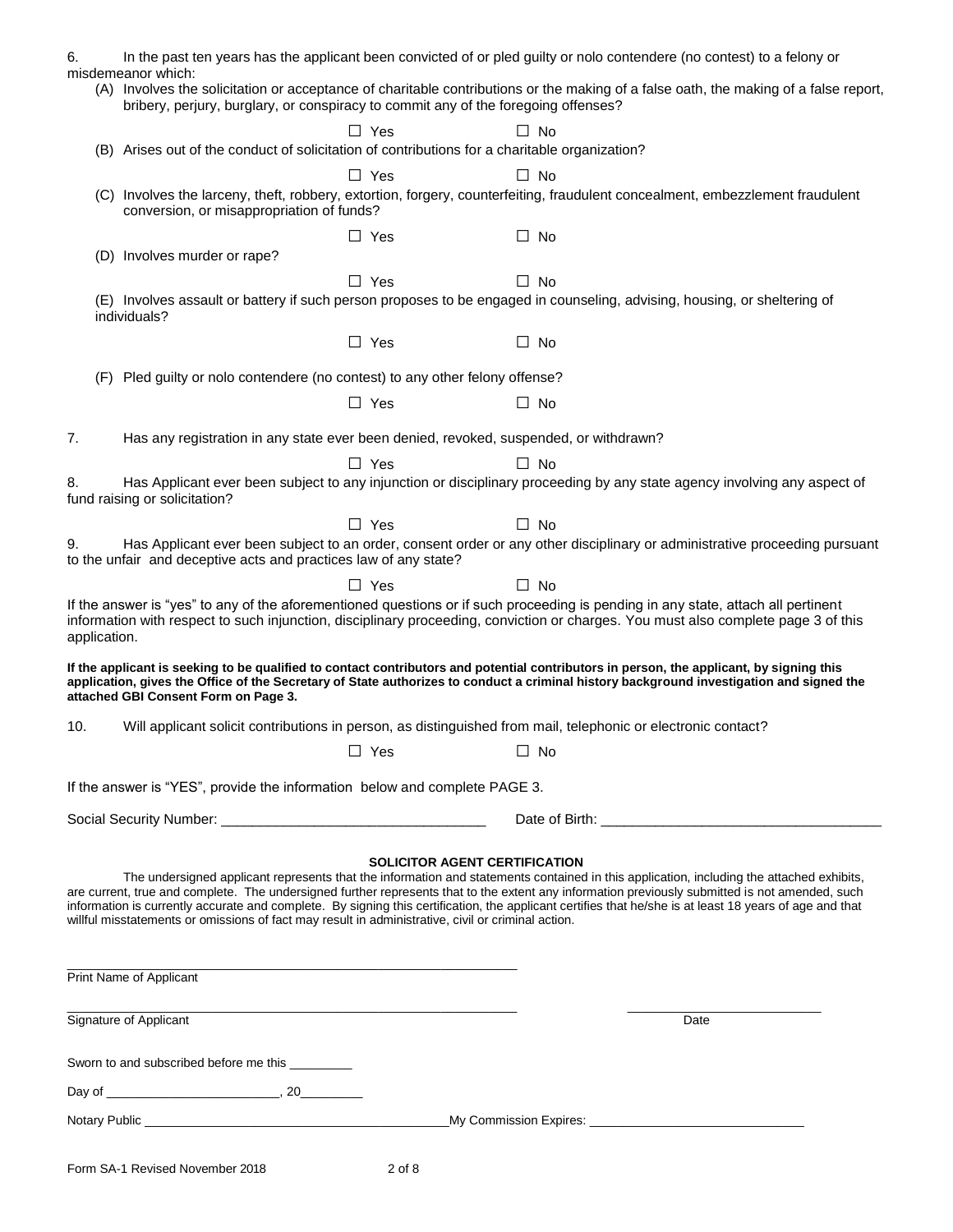6. In the past ten years has the applicant been convicted of or pled guilty or nolo contendere (no contest) to a felony or misdemeanor which:

(A) Involves the solicitation or acceptance of charitable contributions or the making of a false oath, the making of a false report, bribery, perjury, burglary, or conspiracy to commit any of the foregoing offenses?

☐ Yes ☐ No

(B) Arises out of the conduct of solicitation of contributions for a charitable organization?

☐ Yes ☐ No

(C) Involves the larceny, theft, robbery, extortion, forgery, counterfeiting, fraudulent concealment, embezzlement fraudulent conversion, or misappropriation of funds?

☐ Yes ☐ No

(D) Involves murder or rape?

☐ Yes ☐ No

(E) Involves assault or battery if such person proposes to be engaged in counseling, advising, housing, or sheltering of individuals?

☐ Yes ☐ No

(F) Pled guilty or nolo contendere (no contest) to any other felony offense?

☐ Yes ☐ No

7. Has any registration in any state ever been denied, revoked, suspended, or withdrawn?

☐ Yes ☐ No

8. Has Applicant ever been subject to any injunction or disciplinary proceeding by any state agency involving any aspect of fund raising or solicitation?

☐ Yes ☐ No

9. Has Applicant ever been subject to an order, consent order or any other disciplinary or administrative proceeding pursuant to the unfair and deceptive acts and practices law of any state?

☐ Yes ☐ No

If the answer is "yes" to any of the aforementioned questions or if such proceeding is pending in any state, attach all pertinent information with respect to such injunction, disciplinary proceeding, conviction or charges. You must also complete page 3 of this application.

**If the applicant is seeking to be qualified to contact contributors and potential contributors in person, the applicant, by signing this application, gives the Office of the Secretary of State authorizes to conduct a criminal history background investigation and signed the attached GBI Consent Form on Page 3.**

10. Will applicant solicit contributions in person, as distinguished from mail, telephonic or electronic contact?

☐ Yes ☐ No

If the answer is "YES", provide the information below and complete PAGE 3.

Social Security Number: ______________________________ Date of Birth: ______________________________

**SOLICITOR AGENT CERTIFICATION**

The undersigned applicant represents that the information and statements contained in this application, including the attached exhibits, are current, true and complete. The undersigned further represents that to the extent any information previously submitted is not amended, such information is currently accurate and complete. By signing this certification, the applicant certifies that he/she is at least 18 years of age and that willful misstatements or omissions of fact may result in administrative, civil or criminal action.

______________________________
Print Name of Applicant

______________________________ ______________________________
Signature of Applicant Date

Sworn to and subscribed before me this _________

Day of ________________________, 20_________

Notary Public ______________________________ My Commission Expires: ______________________________

Form SA-1 Revised November 2018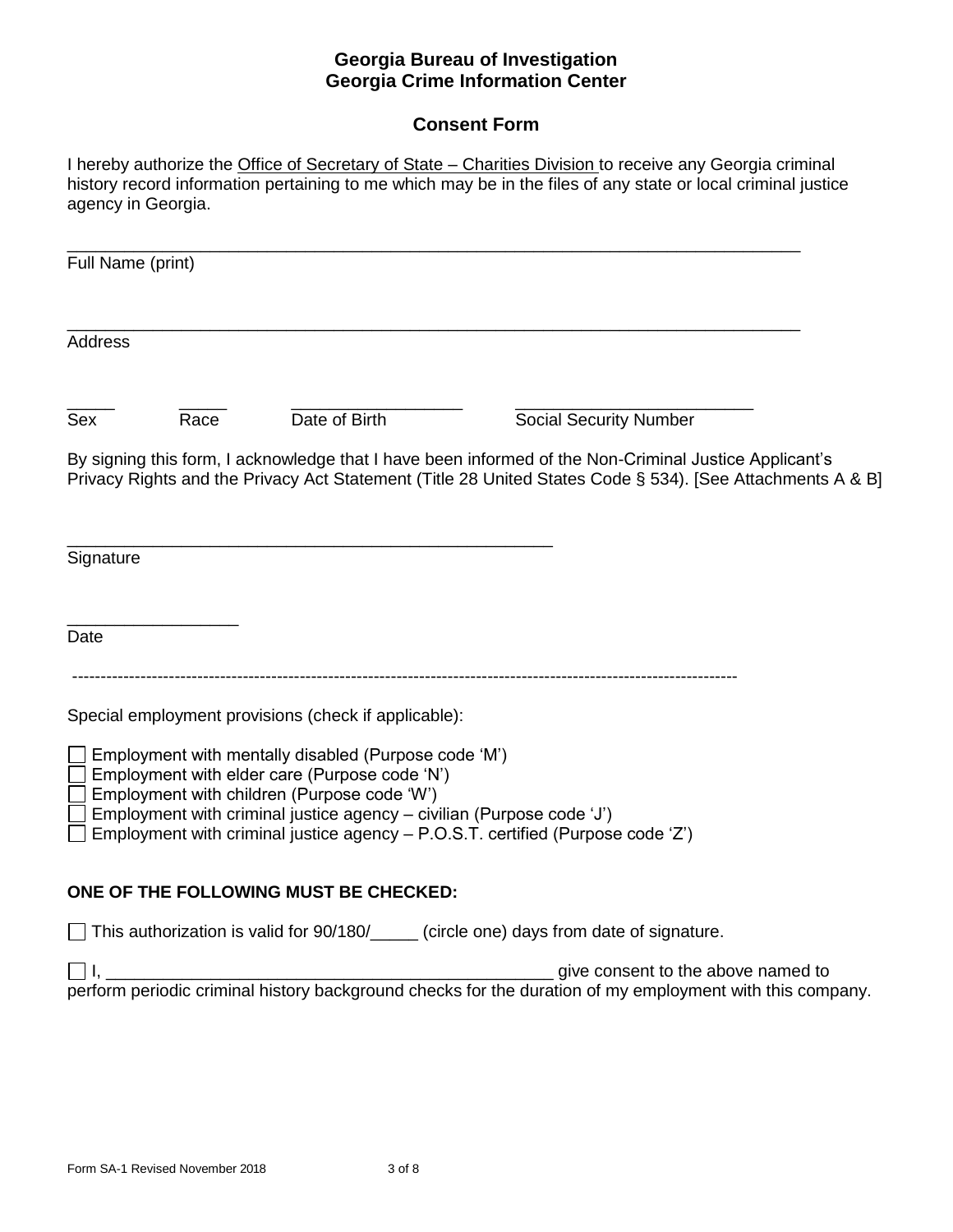**Georgia Bureau of Investigation**
**Georgia Crime Information Center**

**Consent Form**

I hereby authorize the Office of Secretary of State – Charities Division to receive any Georgia criminal history record information pertaining to me which may be in the files of any state or local criminal justice agency in Georgia.

_______________________________________________________________________________
Full Name (print)

_______________________________________________________________________________
Address

_____ _____ __________________ _________________________
Sex Race Date of Birth Social Security Number

By signing this form, I acknowledge that I have been informed of the Non-Criminal Justice Applicant's Privacy Rights and the Privacy Act Statement (Title 28 United States Code § 534). [See Attachments A & B]

____________________________________________________
Signature

__________________
Date

---

Special employment provisions (check if applicable):

- ☐ Employment with mentally disabled (Purpose code 'M')
- ☐ Employment with elder care (Purpose code 'N')
- ☐ Employment with children (Purpose code 'W')
- ☐ Employment with criminal justice agency – civilian (Purpose code 'J')
- ☐ Employment with criminal justice agency – P.O.S.T. certified (Purpose code 'Z')

**ONE OF THE FOLLOWING MUST BE CHECKED:**

☐ This authorization is valid for 90/180/_____ (circle one) days from date of signature.

☐ I, ______________________________________________ give consent to the above named to perform periodic criminal history background checks for the duration of my employment with this company.

Form SA-1 Revised November 2018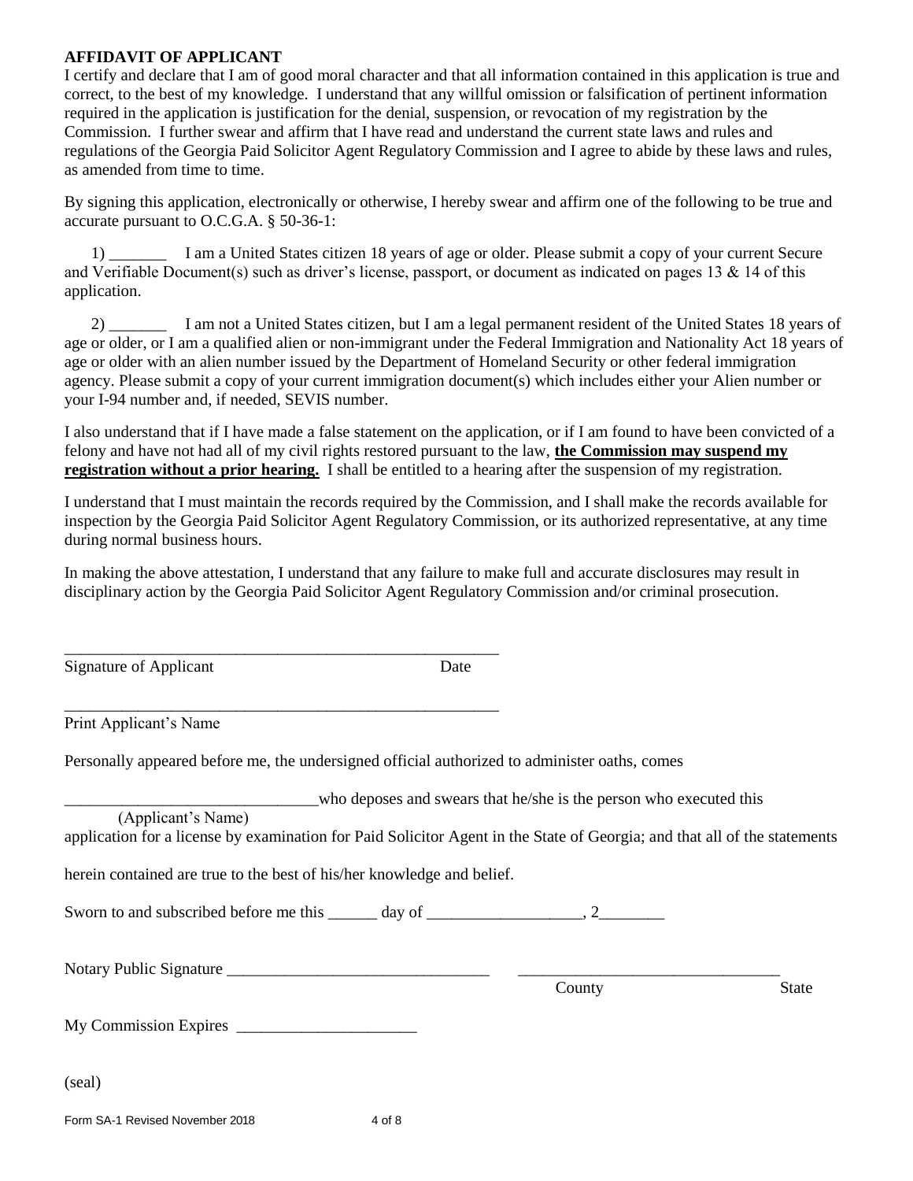## AFFIDAVIT OF APPLICANT

I certify and declare that I am of good moral character and that all information contained in this application is true and correct, to the best of my knowledge. I understand that any willful omission or falsification of pertinent information required in the application is justification for the denial, suspension, or revocation of my registration by the Commission. I further swear and affirm that I have read and understand the current state laws and rules and regulations of the Georgia Paid Solicitor Agent Regulatory Commission and I agree to abide by these laws and rules, as amended from time to time.

By signing this application, electronically or otherwise, I hereby swear and affirm one of the following to be true and accurate pursuant to O.C.G.A. § 50-36-1:

1) _______ I am a United States citizen 18 years of age or older. Please submit a copy of your current Secure and Verifiable Document(s) such as driver's license, passport, or document as indicated on pages 13 & 14 of this application.

2) _______ I am not a United States citizen, but I am a legal permanent resident of the United States 18 years of age or older, or I am a qualified alien or non-immigrant under the Federal Immigration and Nationality Act 18 years of age or older with an alien number issued by the Department of Homeland Security or other federal immigration agency. Please submit a copy of your current immigration document(s) which includes either your Alien number or your I-94 number and, if needed, SEVIS number.

I also understand that if I have made a false statement on the application, or if I am found to have been convicted of a felony and have not had all of my civil rights restored pursuant to the law, **the Commission may suspend my registration without a prior hearing.** I shall be entitled to a hearing after the suspension of my registration.

I understand that I must maintain the records required by the Commission, and I shall make the records available for inspection by the Georgia Paid Solicitor Agent Regulatory Commission, or its authorized representative, at any time during normal business hours.

In making the above attestation, I understand that any failure to make full and accurate disclosures may result in disciplinary action by the Georgia Paid Solicitor Agent Regulatory Commission and/or criminal prosecution.

_______________________________________________________
Signature of Applicant Date

_______________________________________________________
Print Applicant's Name

Personally appeared before me, the undersigned official authorized to administer oaths, comes

______________________________ who deposes and swears that he/she is the person who executed this
(Applicant's Name)

application for a license by examination for Paid Solicitor Agent in the State of Georgia; and that all of the statements herein contained are true to the best of his/her knowledge and belief.

Sworn to and subscribed before me this ______ day of __________________, 2________

Notary Public Signature ________________________________ ________________________________
County State

My Commission Expires ______________________

(seal)

Form SA-1 Revised November 2018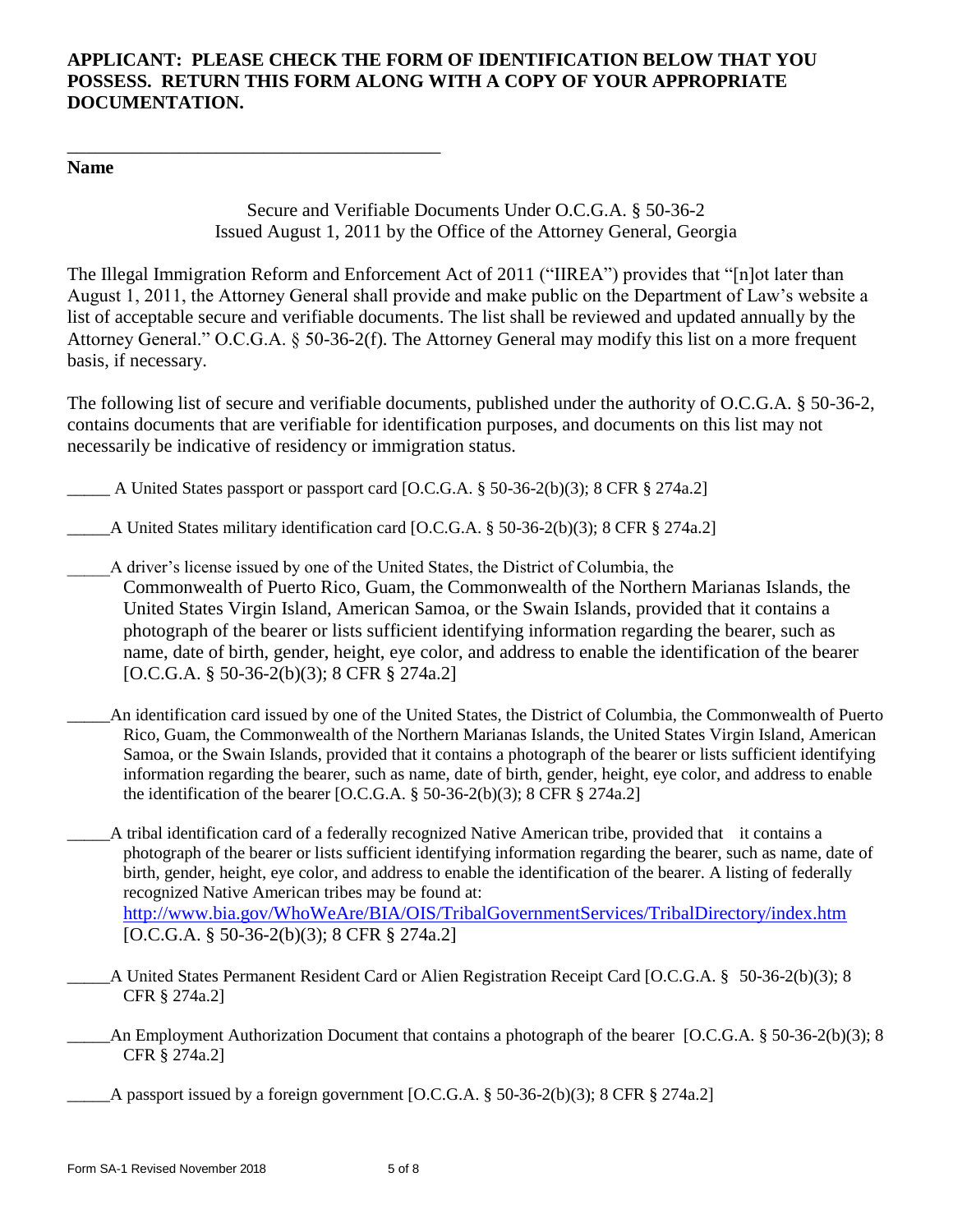**APPLICANT: PLEASE CHECK THE FORM OF IDENTIFICATION BELOW THAT YOU POSSESS. RETURN THIS FORM ALONG WITH A COPY OF YOUR APPROPRIATE DOCUMENTATION.**

\_\_\_\_\_\_\_\_\_\_\_\_\_\_\_\_\_\_\_\_\_\_\_\_\_\_\_\_\_\_\_\_\_\_\_\_\_\_\_\_\_

**Name**

Secure and Verifiable Documents Under O.C.G.A. § 50-36-2
Issued August 1, 2011 by the Office of the Attorney General, Georgia

The Illegal Immigration Reform and Enforcement Act of 2011 ("IIREA") provides that "[n]ot later than August 1, 2011, the Attorney General shall provide and make public on the Department of Law's website a list of acceptable secure and verifiable documents. The list shall be reviewed and updated annually by the Attorney General." O.C.G.A. § 50-36-2(f). The Attorney General may modify this list on a more frequent basis, if necessary.

The following list of secure and verifiable documents, published under the authority of O.C.G.A. § 50-36-2, contains documents that are verifiable for identification purposes, and documents on this list may not necessarily be indicative of residency or immigration status.

\_\_\_\_\_ A United States passport or passport card [O.C.G.A. § 50-36-2(b)(3); 8 CFR § 274a.2]

\_\_\_\_\_A United States military identification card [O.C.G.A. § 50-36-2(b)(3); 8 CFR § 274a.2]

\_\_\_\_\_A driver's license issued by one of the United States, the District of Columbia, the Commonwealth of Puerto Rico, Guam, the Commonwealth of the Northern Marianas Islands, the United States Virgin Island, American Samoa, or the Swain Islands, provided that it contains a photograph of the bearer or lists sufficient identifying information regarding the bearer, such as name, date of birth, gender, height, eye color, and address to enable the identification of the bearer [O.C.G.A. § 50-36-2(b)(3); 8 CFR § 274a.2]

\_\_\_\_\_An identification card issued by one of the United States, the District of Columbia, the Commonwealth of Puerto Rico, Guam, the Commonwealth of the Northern Marianas Islands, the United States Virgin Island, American Samoa, or the Swain Islands, provided that it contains a photograph of the bearer or lists sufficient identifying information regarding the bearer, such as name, date of birth, gender, height, eye color, and address to enable the identification of the bearer [O.C.G.A. § 50-36-2(b)(3); 8 CFR § 274a.2]

\_\_\_\_\_A tribal identification card of a federally recognized Native American tribe, provided that it contains a photograph of the bearer or lists sufficient identifying information regarding the bearer, such as name, date of birth, gender, height, eye color, and address to enable the identification of the bearer. A listing of federally recognized Native American tribes may be found at: http://www.bia.gov/WhoWeAre/BIA/OIS/TribalGovernmentServices/TribalDirectory/index.htm [O.C.G.A. § 50-36-2(b)(3); 8 CFR § 274a.2]

\_\_\_\_\_A United States Permanent Resident Card or Alien Registration Receipt Card [O.C.G.A. § 50-36-2(b)(3); 8 CFR § 274a.2]

\_\_\_\_\_An Employment Authorization Document that contains a photograph of the bearer [O.C.G.A. § 50-36-2(b)(3); 8 CFR § 274a.2]

\_\_\_\_\_A passport issued by a foreign government [O.C.G.A. § 50-36-2(b)(3); 8 CFR § 274a.2]

Form SA-1 Revised November 2018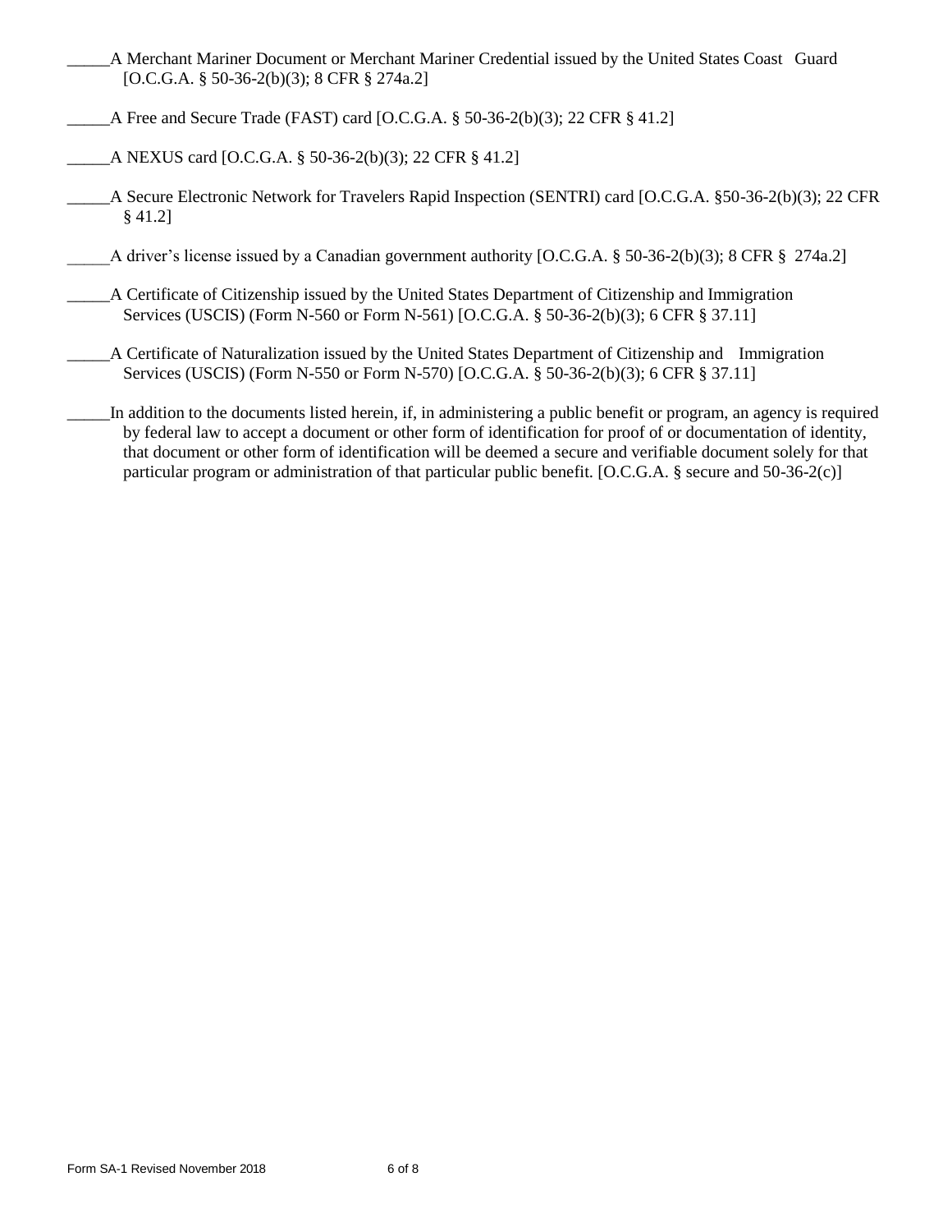_____A Merchant Mariner Document or Merchant Mariner Credential issued by the United States Coast Guard [O.C.G.A. § 50-36-2(b)(3); 8 CFR § 274a.2]

_____A Free and Secure Trade (FAST) card [O.C.G.A. § 50-36-2(b)(3); 22 CFR § 41.2]

_____A NEXUS card [O.C.G.A. § 50-36-2(b)(3); 22 CFR § 41.2]

_____A Secure Electronic Network for Travelers Rapid Inspection (SENTRI) card [O.C.G.A. §50-36-2(b)(3); 22 CFR § 41.2]

_____A driver's license issued by a Canadian government authority [O.C.G.A. § 50-36-2(b)(3); 8 CFR § 274a.2]

_____A Certificate of Citizenship issued by the United States Department of Citizenship and Immigration Services (USCIS) (Form N-560 or Form N-561) [O.C.G.A. § 50-36-2(b)(3); 6 CFR § 37.11]

_____A Certificate of Naturalization issued by the United States Department of Citizenship and Immigration Services (USCIS) (Form N-550 or Form N-570) [O.C.G.A. § 50-36-2(b)(3); 6 CFR § 37.11]

_____In addition to the documents listed herein, if, in administering a public benefit or program, an agency is required by federal law to accept a document or other form of identification for proof of or documentation of identity, that document or other form of identification will be deemed a secure and verifiable document solely for that particular program or administration of that particular public benefit. [O.C.G.A. § secure and 50-36-2(c)]

Form SA-1 Revised November 2018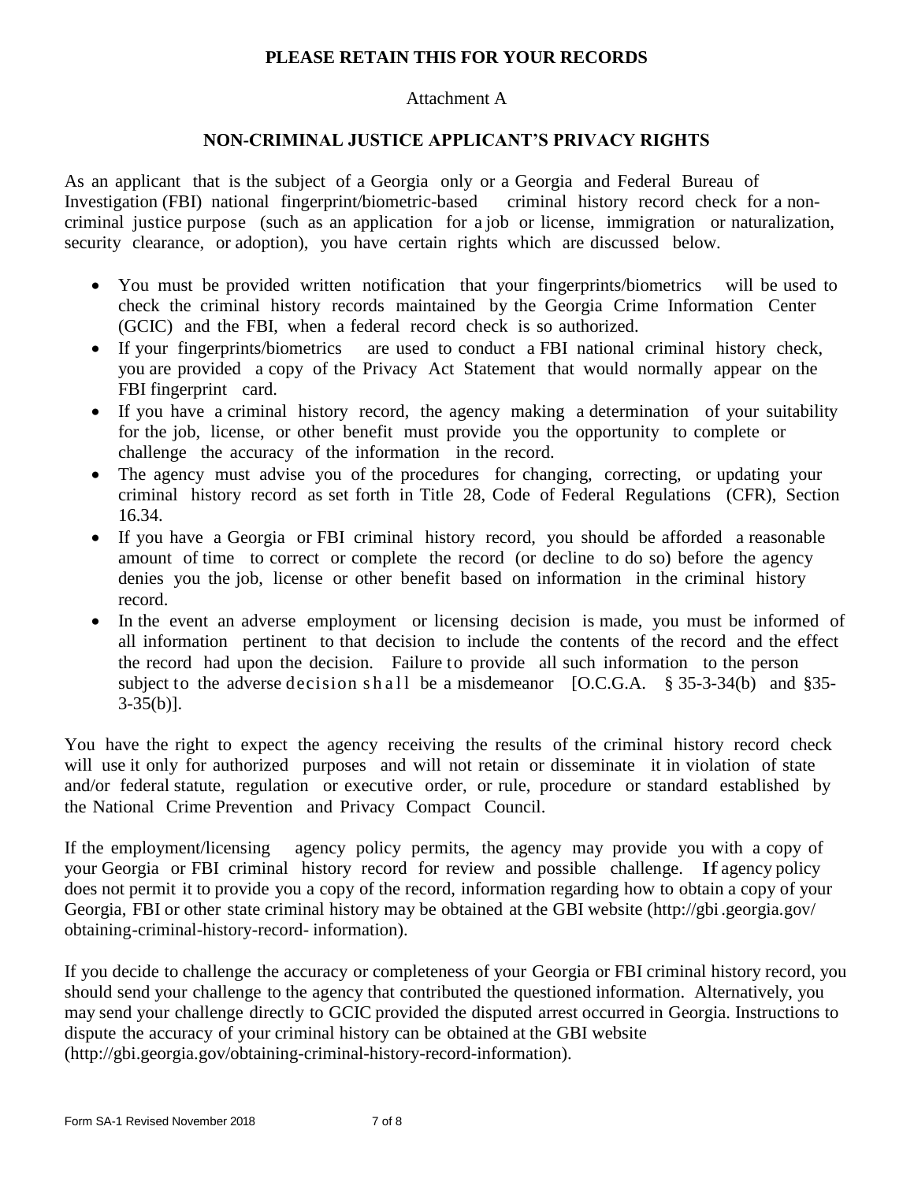**PLEASE RETAIN THIS FOR YOUR RECORDS**

Attachment A

## NON-CRIMINAL JUSTICE APPLICANT'S PRIVACY RIGHTS

As an applicant that is the subject of a Georgia only or a Georgia and Federal Bureau of Investigation (FBI) national fingerprint/biometric-based criminal history record check for a non-criminal justice purpose (such as an application for a job or license, immigration or naturalization, security clearance, or adoption), you have certain rights which are discussed below.

- You must be provided written notification that your fingerprints/biometrics will be used to check the criminal history records maintained by the Georgia Crime Information Center (GCIC) and the FBI, when a federal record check is so authorized.
- If your fingerprints/biometrics are used to conduct a FBI national criminal history check, you are provided a copy of the Privacy Act Statement that would normally appear on the FBI fingerprint card.
- If you have a criminal history record, the agency making a determination of your suitability for the job, license, or other benefit must provide you the opportunity to complete or challenge the accuracy of the information in the record.
- The agency must advise you of the procedures for changing, correcting, or updating your criminal history record as set forth in Title 28, Code of Federal Regulations (CFR), Section 16.34.
- If you have a Georgia or FBI criminal history record, you should be afforded a reasonable amount of time to correct or complete the record (or decline to do so) before the agency denies you the job, license or other benefit based on information in the criminal history record.
- In the event an adverse employment or licensing decision is made, you must be informed of all information pertinent to that decision to include the contents of the record and the effect the record had upon the decision. Failure to provide all such information to the person subject to the adverse decision shall be a misdemeanor [O.C.G.A. § 35-3-34(b) and §35-3-35(b)].

You have the right to expect the agency receiving the results of the criminal history record check will use it only for authorized purposes and will not retain or disseminate it in violation of state and/or federal statute, regulation or executive order, or rule, procedure or standard established by the National Crime Prevention and Privacy Compact Council.

If the employment/licensing agency policy permits, the agency may provide you with a copy of your Georgia or FBI criminal history record for review and possible challenge. If agency policy does not permit it to provide you a copy of the record, information regarding how to obtain a copy of your Georgia, FBI or other state criminal history may be obtained at the GBI website (http://gbi.georgia.gov/obtaining-criminal-history-record-information).

If you decide to challenge the accuracy or completeness of your Georgia or FBI criminal history record, you should send your challenge to the agency that contributed the questioned information. Alternatively, you may send your challenge directly to GCIC provided the disputed arrest occurred in Georgia. Instructions to dispute the accuracy of your criminal history can be obtained at the GBI website (http://gbi.georgia.gov/obtaining-criminal-history-record-information).

Form SA-1 Revised November 2018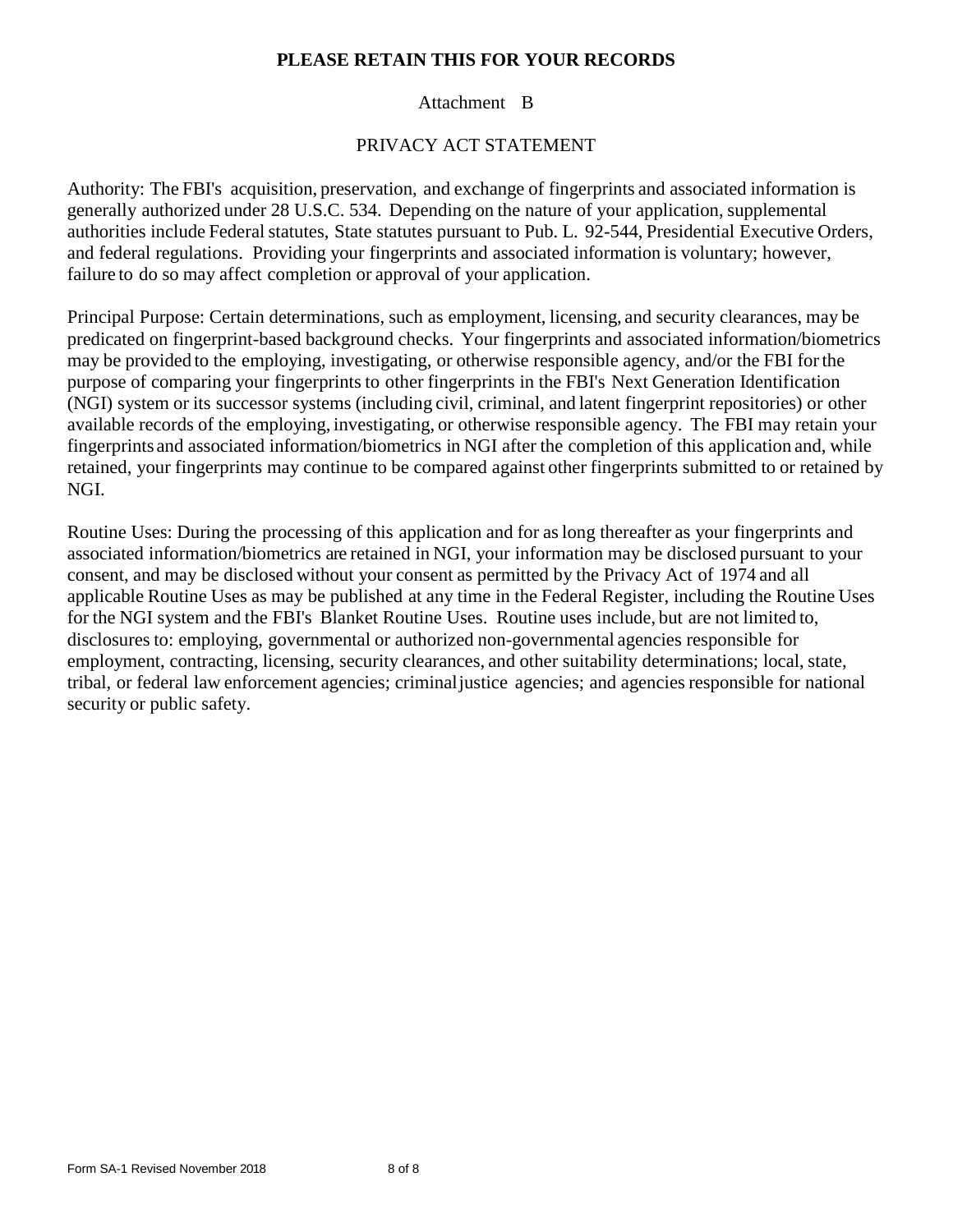**PLEASE RETAIN THIS FOR YOUR RECORDS**

Attachment B

## PRIVACY ACT STATEMENT

Authority: The FBI's acquisition, preservation, and exchange of fingerprints and associated information is generally authorized under 28 U.S.C. 534. Depending on the nature of your application, supplemental authorities include Federal statutes, State statutes pursuant to Pub. L. 92-544, Presidential Executive Orders, and federal regulations. Providing your fingerprints and associated information is voluntary; however, failure to do so may affect completion or approval of your application.

Principal Purpose: Certain determinations, such as employment, licensing, and security clearances, may be predicated on fingerprint-based background checks. Your fingerprints and associated information/biometrics may be provided to the employing, investigating, or otherwise responsible agency, and/or the FBI for the purpose of comparing your fingerprints to other fingerprints in the FBI's Next Generation Identification (NGI) system or its successor systems (including civil, criminal, and latent fingerprint repositories) or other available records of the employing, investigating, or otherwise responsible agency. The FBI may retain your fingerprints and associated information/biometrics in NGI after the completion of this application and, while retained, your fingerprints may continue to be compared against other fingerprints submitted to or retained by NGI.

Routine Uses: During the processing of this application and for as long thereafter as your fingerprints and associated information/biometrics are retained in NGI, your information may be disclosed pursuant to your consent, and may be disclosed without your consent as permitted by the Privacy Act of 1974 and all applicable Routine Uses as may be published at any time in the Federal Register, including the Routine Uses for the NGI system and the FBI's Blanket Routine Uses. Routine uses include, but are not limited to, disclosures to: employing, governmental or authorized non-governmental agencies responsible for employment, contracting, licensing, security clearances, and other suitability determinations; local, state, tribal, or federal law enforcement agencies; criminal justice agencies; and agencies responsible for national security or public safety.

Form SA-1 Revised November 2018